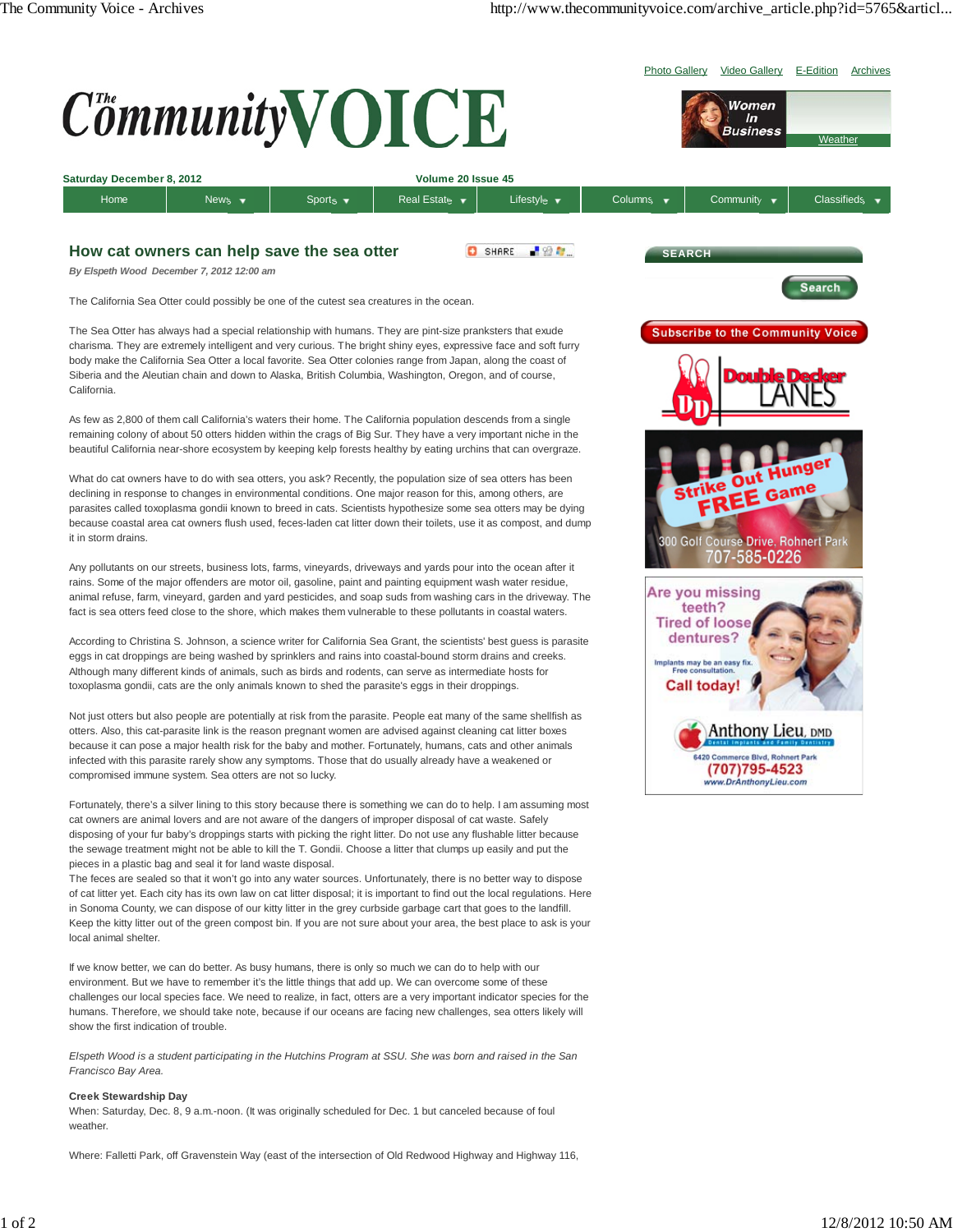# How cat owners can help save the sea otter

*By Elspeth Wood December 7, 2012 12:00 am*

The California Sea Otter could possibly be one of the cutest sea creatures in the ocean.

The Sea Otter has always had a special relationship with humans. They are pint-size pranksters that exude charisma. They are extremely intelligent and very curious. The bright shiny eyes, expressive face and soft furry body make the California Sea Otter a local favorite. Sea Otter colonies range from Japan, along the coast of Siberia and the Aleutian chain and down to Alaska, British Columbia, Washington, Oregon, and of course, California.

As few as 2,800 of them call California's waters their home. The California population descends from a single remaining colony of about 50 otters hidden within the crags of Big Sur. They have a very important niche in the beautiful California near-shore ecosystem by keeping kelp forests healthy by eating urchins that can overgraze.

What do cat owners have to do with sea otters, you ask? Recently, the population size of sea otters has been declining in response to changes in environmental conditions. One major reason for this, among others, are parasites called toxoplasma gondii known to breed in cats. Scientists hypothesize some sea otters may be dying because coastal area cat owners flush used, feces-laden cat litter down their toilets, use it as compost, and dump it in storm drains.

Any pollutants on our streets, business lots, farms, vineyards, driveways and yards pour into the ocean after it rains. Some of the major offenders are motor oil, gasoline, paint and painting equipment wash water residue, animal refuse, farm, vineyard, garden and yard pesticides, and soap suds from washing cars in the driveway. The fact is sea otters feed close to the shore, which makes them vulnerable to these pollutants in coastal waters.

According to Christina S. Johnson, a science writer for California Sea Grant, the scientists' best guess is parasite eggs in cat droppings are being washed by sprinklers and rains into coastal-bound storm drains and creeks. Although many different kinds of animals, such as birds and rodents, can serve as intermediate hosts for toxoplasma gondii, cats are the only animals known to shed the parasite's eggs in their droppings.

Not just otters but also people are potentially at risk from the parasite. People eat many of the same shellfish as otters. Also, this cat-parasite link is the reason pregnant women are advised against cleaning cat litter boxes because it can pose a major health risk for the baby and mother. Fortunately, humans, cats and other animals infected with this parasite rarely show any symptoms. Those that do usually already have a weakened or compromised immune system. Sea otters are not so lucky.

Fortunately, there's a silver lining to this story because there is something we can do to help. I am assuming most cat owners are animal lovers and are not aware of the dangers of improper disposal of cat waste. Safely disposing of your fur baby's droppings starts with picking the right litter. Do not use any flushable litter because the sewage treatment might not be able to kill the T. Gondii. Choose a litter that clumps up easily and put the pieces in a plastic bag and seal it for land waste disposal.
The feces are sealed so that it won't go into any water sources. Unfortunately, there is no better way to dispose of cat litter yet. Each city has its own law on cat litter disposal; it is important to find out the local regulations. Here in Sonoma County, we can dispose of our kitty litter in the grey curbside garbage cart that goes to the landfill. Keep the kitty litter out of the green compost bin. If you are not sure about your area, the best place to ask is your local animal shelter.

If we know better, we can do better. As busy humans, there is only so much we can do to help with our environment. But we have to remember it's the little things that add up. We can overcome some of these challenges our local species face. We need to realize, in fact, otters are a very important indicator species for the humans. Therefore, we should take note, because if our oceans are facing new challenges, sea otters likely will show the first indication of trouble.

*Elspeth Wood is a student participating in the Hutchins Program at SSU. She was born and raised in the San Francisco Bay Area.*

**Creek Stewardship Day**
When: Saturday, Dec. 8, 9 a.m.-noon. (It was originally scheduled for Dec. 1 but canceled because of foul weather.

Where: Falletti Park, off Gravenstein Way (east of the intersection of Old Redwood Highway and Highway 116,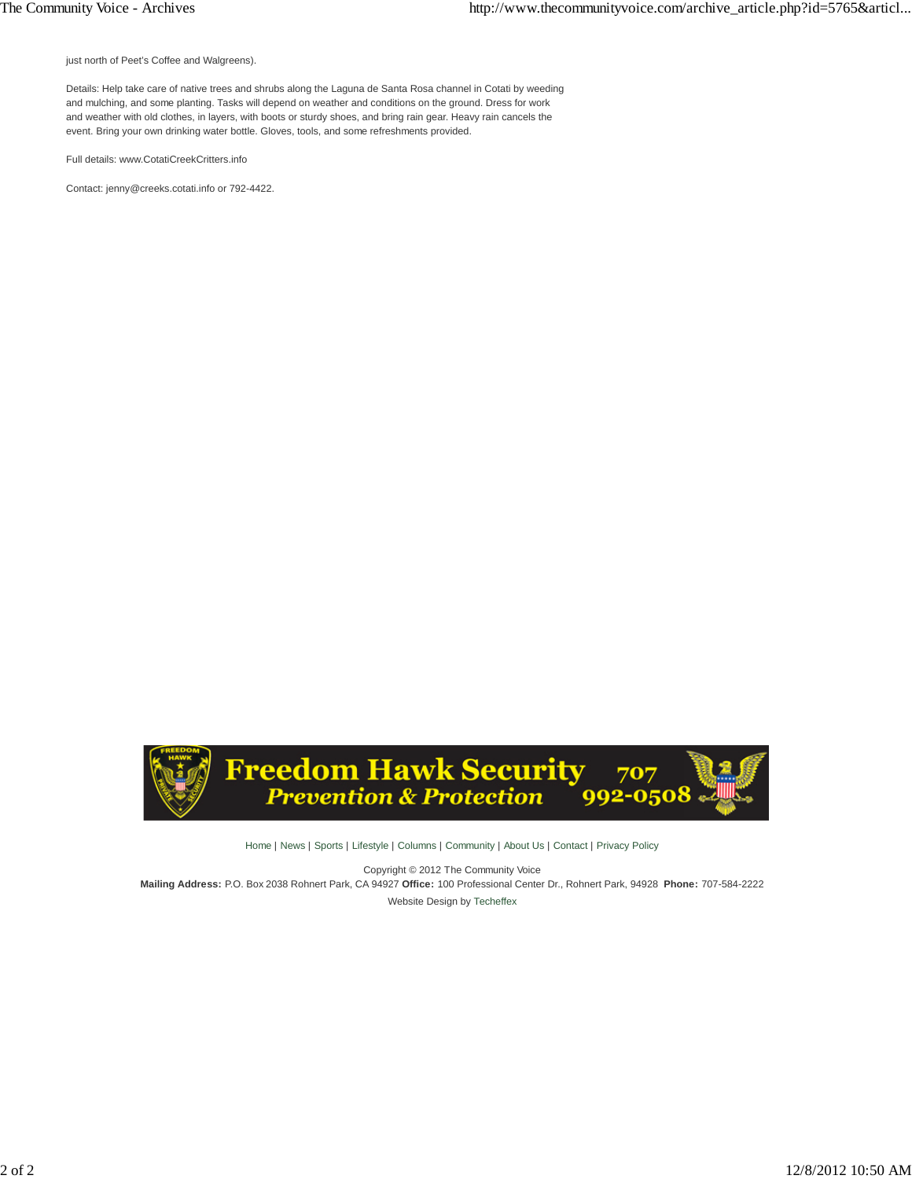just north of Peet's Coffee and Walgreens).

Details: Help take care of native trees and shrubs along the Laguna de Santa Rosa channel in Cotati by weeding and mulching, and some planting. Tasks will depend on weather and conditions on the ground. Dress for work and weather with old clothes, in layers, with boots or sturdy shoes, and bring rain gear. Heavy rain cancels the event. Bring your own drinking water bottle. Gloves, tools, and some refreshments provided.

Full details: www.CotatiCreekCritters.info

Contact: jenny@creeks.cotati.info or 792-4422.

Freedom Hawk Security
Prevention & Protection
707 992-0508

Home | News | Sports | Lifestyle | Columns | Community | About Us | Contact | Privacy Policy

Copyright © 2012 The Community Voice

**Mailing Address:** P.O. Box 2038 Rohnert Park, CA 94927 **Office:** 100 Professional Center Dr., Rohnert Park, 94928 **Phone:** 707-584-2222

Website Design by Techeffex